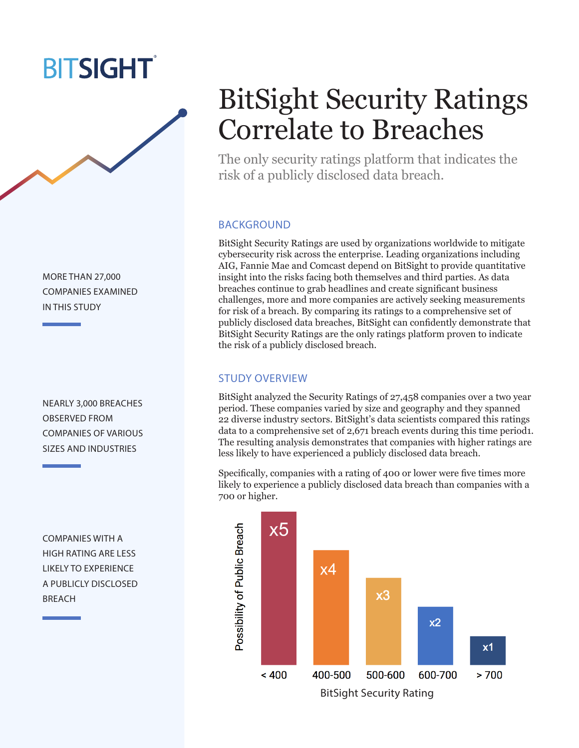BITSIGHT

# BitSight Security Ratings Correlate to Breaches

The only security ratings platform that indicates the risk of a publicly disclosed data breach.

MORE THAN 27,000 COMPANIES EXAMINED IN THIS STUDY

NEARLY 3,000 BREACHES OBSERVED FROM COMPANIES OF VARIOUS SIZES AND INDUSTRIES

COMPANIES WITH A HIGH RATING ARE LESS LIKELY TO EXPERIENCE A PUBLICLY DISCLOSED BREACH

## BACKGROUND

BitSight Security Ratings are used by organizations worldwide to mitigate cybersecurity risk across the enterprise. Leading organizations including AIG, Fannie Mae and Comcast depend on BitSight to provide quantitative insight into the risks facing both themselves and third parties. As data breaches continue to grab headlines and create significant business challenges, more and more companies are actively seeking measurements for risk of a breach. By comparing its ratings to a comprehensive set of publicly disclosed data breaches, BitSight can confidently demonstrate that BitSight Security Ratings are the only ratings platform proven to indicate the risk of a publicly disclosed breach.

## STUDY OVERVIEW

BitSight analyzed the Security Ratings of 27,458 companies over a two year period. These companies varied by size and geography and they spanned 22 diverse industry sectors. BitSight's data scientists compared this ratings data to a comprehensive set of 2,671 breach events during this time period1. The resulting analysis demonstrates that companies with higher ratings are less likely to have experienced a publicly disclosed data breach.

Specifically, companies with a rating of 400 or lower were five times more likely to experience a publicly disclosed data breach than companies with a 700 or higher.

| BitSight Security Rating | Possibility of Public Breach |
|---|---|
| < 400 | x5 |
| 400-500 | x4 |
| 500-600 | x3 |
| 600-700 | x2 |
| > 700 | x1 |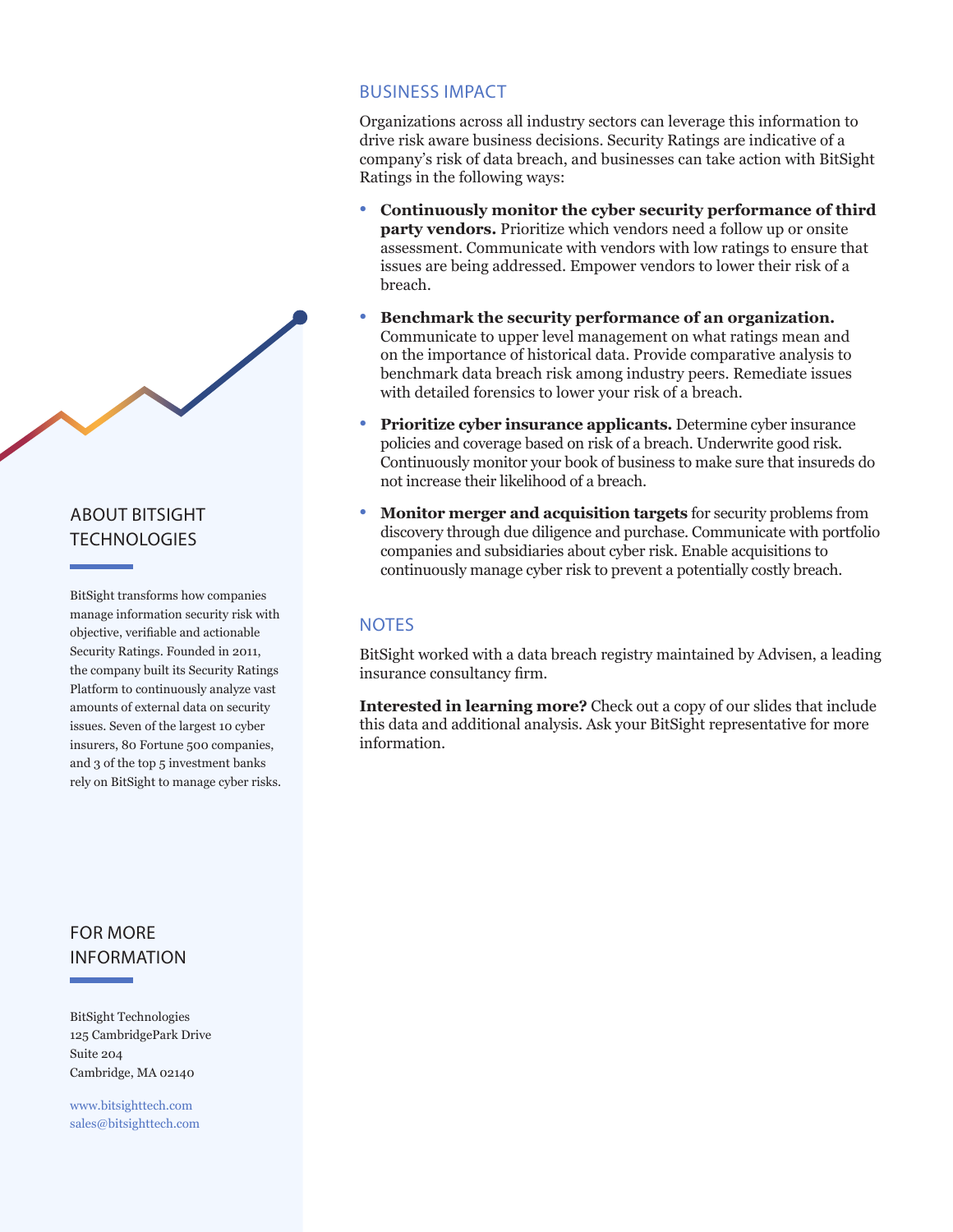## BUSINESS IMPACT

Organizations across all industry sectors can leverage this information to drive risk aware business decisions. Security Ratings are indicative of a company's risk of data breach, and businesses can take action with BitSight Ratings in the following ways:

- **Continuously monitor the cyber security performance of third party vendors.** Prioritize which vendors need a follow up or onsite assessment. Communicate with vendors with low ratings to ensure that issues are being addressed. Empower vendors to lower their risk of a breach.
- **Benchmark the security performance of an organization.** Communicate to upper level management on what ratings mean and on the importance of historical data. Provide comparative analysis to benchmark data breach risk among industry peers. Remediate issues with detailed forensics to lower your risk of a breach.
- **Prioritize cyber insurance applicants.** Determine cyber insurance policies and coverage based on risk of a breach. Underwrite good risk. Continuously monitor your book of business to make sure that insureds do not increase their likelihood of a breach.
- **Monitor merger and acquisition targets** for security problems from discovery through due diligence and purchase. Communicate with portfolio companies and subsidiaries about cyber risk. Enable acquisitions to continuously manage cyber risk to prevent a potentially costly breach.

## NOTES

BitSight worked with a data breach registry maintained by Advisen, a leading insurance consultancy firm.

**Interested in learning more?** Check out a copy of our slides that include this data and additional analysis. Ask your BitSight representative for more information.

## ABOUT BITSIGHT TECHNOLOGIES

BitSight transforms how companies manage information security risk with objective, verifiable and actionable Security Ratings. Founded in 2011, the company built its Security Ratings Platform to continuously analyze vast amounts of external data on security issues. Seven of the largest 10 cyber insurers, 80 Fortune 500 companies, and 3 of the top 5 investment banks rely on BitSight to manage cyber risks.

## FOR MORE INFORMATION

BitSight Technologies
125 CambridgePark Drive
Suite 204
Cambridge, MA 02140

www.bitsighttech.com
sales@bitsighttech.com